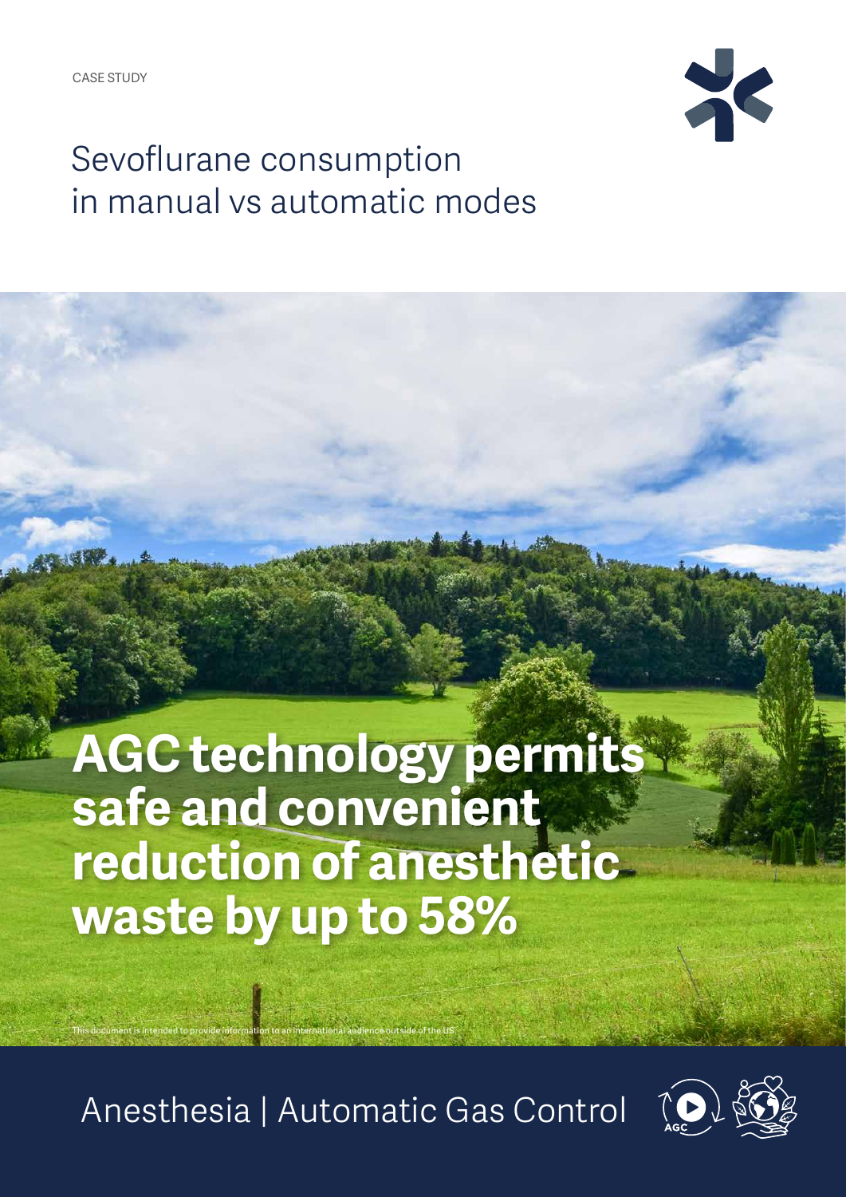CASE STUDY

# Sevoflurane consumption in manual vs automatic modes

## AGC technology permits safe and convenient reduction of anesthetic waste by up to 58%

This document is intended to provide information to an international audience outside of the US.

Anesthesia | Automatic Gas Control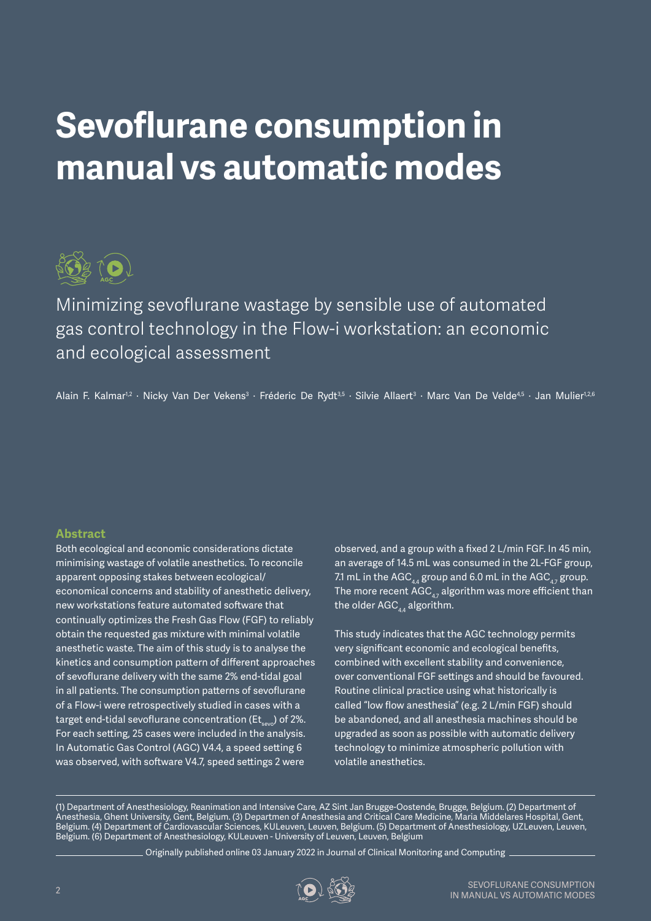# Sevoflurane consumption in manual vs automatic modes

Minimizing sevoflurane wastage by sensible use of automated gas control technology in the Flow-i workstation: an economic and ecological assessment

Alain F. Kalmar[1,2] · Nicky Van Der Vekens[3] · Fréderic De Rydt[3,5] · Silvie Allaert[3] · Marc Van De Velde[4,5] · Jan Mulier[1,2,6]

## Abstract

Both ecological and economic considerations dictate minimising wastage of volatile anesthetics. To reconcile apparent opposing stakes between ecological/economical concerns and stability of anesthetic delivery, new workstations feature automated software that continually optimizes the Fresh Gas Flow (FGF) to reliably obtain the requested gas mixture with minimal volatile anesthetic waste. The aim of this study is to analyse the kinetics and consumption pattern of different approaches of sevoflurane delivery with the same 2% end-tidal goal in all patients. The consumption patterns of sevoflurane of a Flow-i were retrospectively studied in cases with a target end-tidal sevoflurane concentration ($Et_{sevo}$) of 2%. For each setting, 25 cases were included in the analysis. In Automatic Gas Control (AGC) V4.4, a speed setting 6 was observed, with software V4.7, speed settings 2 were observed, and a group with a fixed 2 L/min FGF. In 45 min, an average of 14.5 mL was consumed in the 2L-FGF group, 7.1 mL in the $AGC_{4.4}$ group and 6.0 mL in the $AGC_{4.7}$ group. The more recent $AGC_{4.7}$ algorithm was more efficient than the older $AGC_{4.4}$ algorithm.

This study indicates that the AGC technology permits very significant economic and ecological benefits, combined with excellent stability and convenience, over conventional FGF settings and should be favoured. Routine clinical practice using what historically is called "low flow anesthesia" (e.g. 2 L/min FGF) should be abandoned, and all anesthesia machines should be upgraded as soon as possible with automatic delivery technology to minimize atmospheric pollution with volatile anesthetics.

(1) Department of Anesthesiology, Reanimation and Intensive Care, AZ Sint Jan Brugge-Oostende, Brugge, Belgium. (2) Department of Anesthesia, Ghent University, Gent, Belgium. (3) Departmen of Anesthesia and Critical Care Medicine, Maria Middelares Hospital, Gent, Belgium. (4) Department of Cardiovascular Sciences, KULeuven, Leuven, Belgium. (5) Department of Anesthesiology, UZLeuven, Leuven, Belgium. (6) Department of Anesthesiology, KULeuven - University of Leuven, Leuven, Belgium

Originally published online 03 January 2022 in Journal of Clinical Monitoring and Computing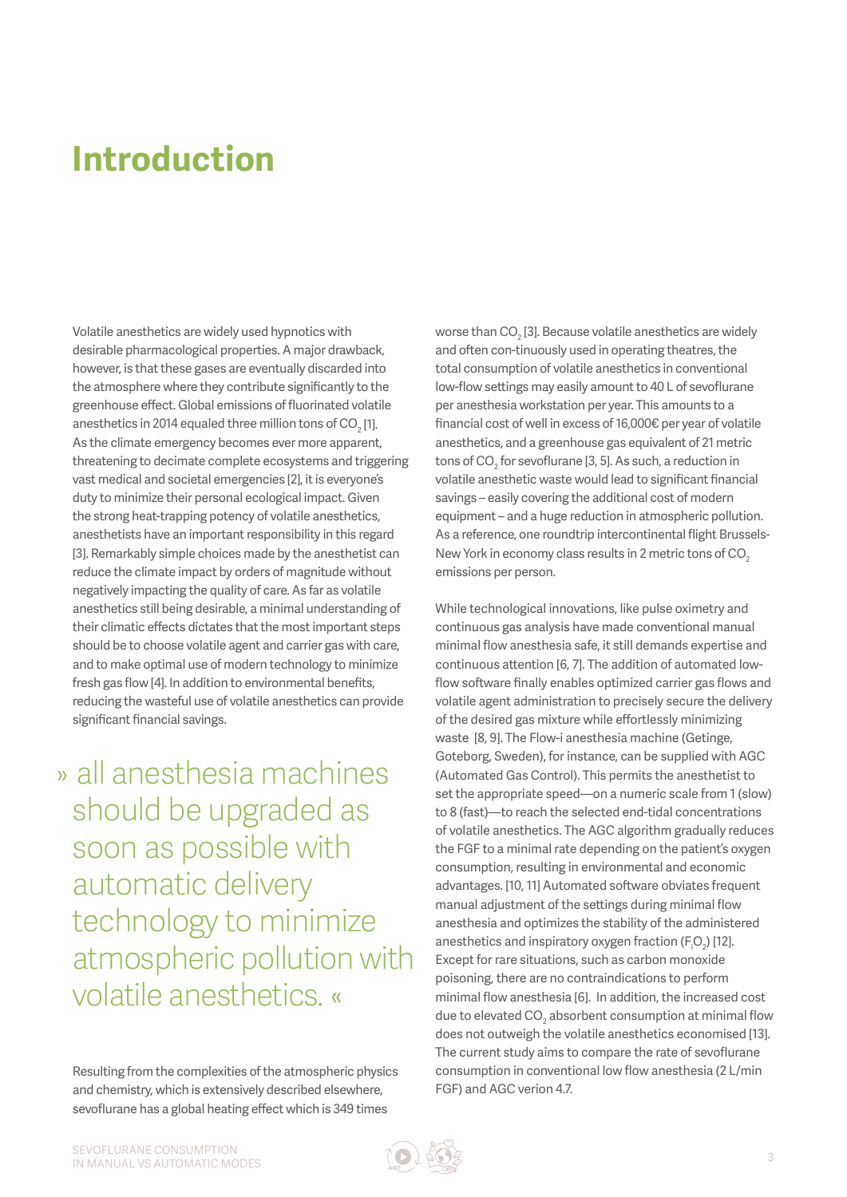# Introduction

Volatile anesthetics are widely used hypnotics with desirable pharmacological properties. A major drawback, however, is that these gases are eventually discarded into the atmosphere where they contribute significantly to the greenhouse effect. Global emissions of fluorinated volatile anesthetics in 2014 equaled three million tons of $CO_2$ [1]. As the climate emergency becomes ever more apparent, threatening to decimate complete ecosystems and triggering vast medical and societal emergencies [2], it is everyone's duty to minimize their personal ecological impact. Given the strong heat-trapping potency of volatile anesthetics, anesthetists have an important responsibility in this regard [3]. Remarkably simple choices made by the anesthetist can reduce the climate impact by orders of magnitude without negatively impacting the quality of care. As far as volatile anesthetics still being desirable, a minimal understanding of their climatic effects dictates that the most important steps should be to choose volatile agent and carrier gas with care, and to make optimal use of modern technology to minimize fresh gas flow [4]. In addition to environmental benefits, reducing the wasteful use of volatile anesthetics can provide significant financial savings.

> » all anesthesia machines should be upgraded as soon as possible with automatic delivery technology to minimize atmospheric pollution with volatile anesthetics. «

Resulting from the complexities of the atmospheric physics and chemistry, which is extensively described elsewhere, sevoflurane has a global heating effect which is 349 times worse than $CO_2$ [3]. Because volatile anesthetics are widely and often con-tinuously used in operating theatres, the total consumption of volatile anesthetics in conventional low-flow settings may easily amount to 40 L of sevoflurane per anesthesia workstation per year. This amounts to a financial cost of well in excess of 16,000€ per year of volatile anesthetics, and a greenhouse gas equivalent of 21 metric tons of $CO_2$ for sevoflurane [3, 5]. As such, a reduction in volatile anesthetic waste would lead to significant financial savings – easily covering the additional cost of modern equipment – and a huge reduction in atmospheric pollution. As a reference, one roundtrip intercontinental flight Brussels-New York in economy class results in 2 metric tons of $CO_2$ emissions per person.

While technological innovations, like pulse oximetry and continuous gas analysis have made conventional manual minimal flow anesthesia safe, it still demands expertise and continuous attention [6, 7]. The addition of automated low-flow software finally enables optimized carrier gas flows and volatile agent administration to precisely secure the delivery of the desired gas mixture while effortlessly minimizing waste [8, 9]. The Flow-i anesthesia machine (Getinge, Goteborg, Sweden), for instance, can be supplied with AGC (Automated Gas Control). This permits the anesthetist to set the appropriate speed—on a numeric scale from 1 (slow) to 8 (fast)—to reach the selected end-tidal concentrations of volatile anesthetics. The AGC algorithm gradually reduces the FGF to a minimal rate depending on the patient's oxygen consumption, resulting in environmental and economic advantages. [10, 11] Automated software obviates frequent manual adjustment of the settings during minimal flow anesthesia and optimizes the stability of the administered anesthetics and inspiratory oxygen fraction ($F_iO_2$) [12]. Except for rare situations, such as carbon monoxide poisoning, there are no contraindications to perform minimal flow anesthesia [6]. In addition, the increased cost due to elevated $CO_2$ absorbent consumption at minimal flow does not outweigh the volatile anesthetics economised [13]. The current study aims to compare the rate of sevoflurane consumption in conventional low flow anesthesia (2 L/min FGF) and AGC verion 4.7.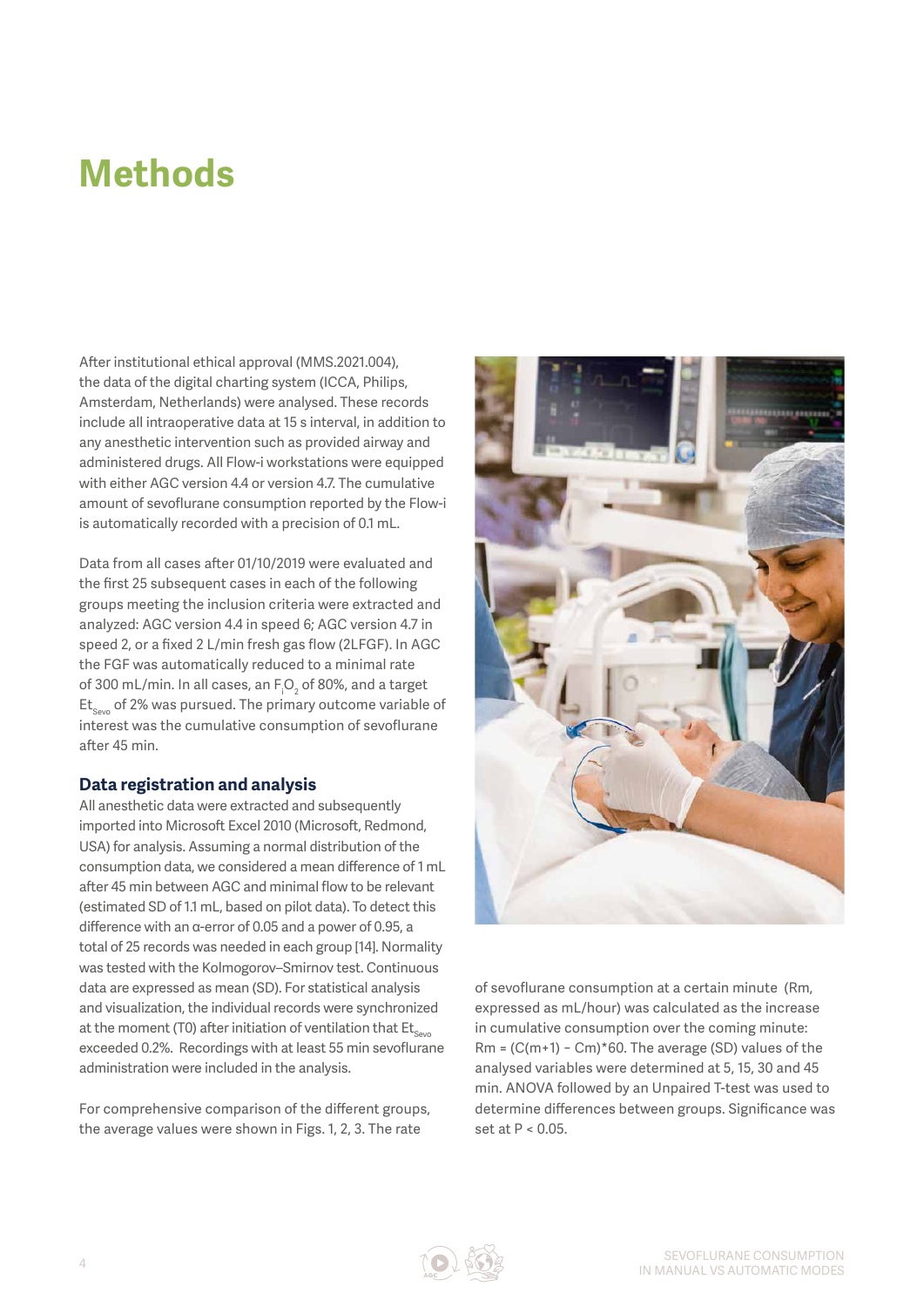# Methods

After institutional ethical approval (MMS.2021.004), the data of the digital charting system (ICCA, Philips, Amsterdam, Netherlands) were analysed. These records include all intraoperative data at 15 s interval, in addition to any anesthetic intervention such as provided airway and administered drugs. All Flow-i workstations were equipped with either AGC version 4.4 or version 4.7. The cumulative amount of sevoflurane consumption reported by the Flow-i is automatically recorded with a precision of 0.1 mL.

Data from all cases after 01/10/2019 were evaluated and the first 25 subsequent cases in each of the following groups meeting the inclusion criteria were extracted and analyzed: AGC version 4.4 in speed 6; AGC version 4.7 in speed 2, or a fixed 2 L/min fresh gas flow (2LFGF). In AGC the FGF was automatically reduced to a minimal rate of 300 mL/min. In all cases, an $F_iO_2$ of 80%, and a target $Et_{Sevo}$ of 2% was pursued. The primary outcome variable of interest was the cumulative consumption of sevoflurane after 45 min.

### Data registration and analysis

All anesthetic data were extracted and subsequently imported into Microsoft Excel 2010 (Microsoft, Redmond, USA) for analysis. Assuming a normal distribution of the consumption data, we considered a mean difference of 1 mL after 45 min between AGC and minimal flow to be relevant (estimated SD of 1.1 mL, based on pilot data). To detect this difference with an α-error of 0.05 and a power of 0.95, a total of 25 records was needed in each group [14]. Normality was tested with the Kolmogorov–Smirnov test. Continuous data are expressed as mean (SD). For statistical analysis and visualization, the individual records were synchronized at the moment (T0) after initiation of ventilation that $Et_{Sevo}$ exceeded 0.2%. Recordings with at least 55 min sevoflurane administration were included in the analysis.

For comprehensive comparison of the different groups, the average values were shown in Figs. 1, 2, 3. The rate of sevoflurane consumption at a certain minute (Rm, expressed as mL/hour) was calculated as the increase in cumulative consumption over the coming minute: $Rm = (C(m+1) - Cm)*60$. The average (SD) values of the analysed variables were determined at 5, 15, 30 and 45 min. ANOVA followed by an Unpaired T-test was used to determine differences between groups. Significance was set at $P < 0.05$.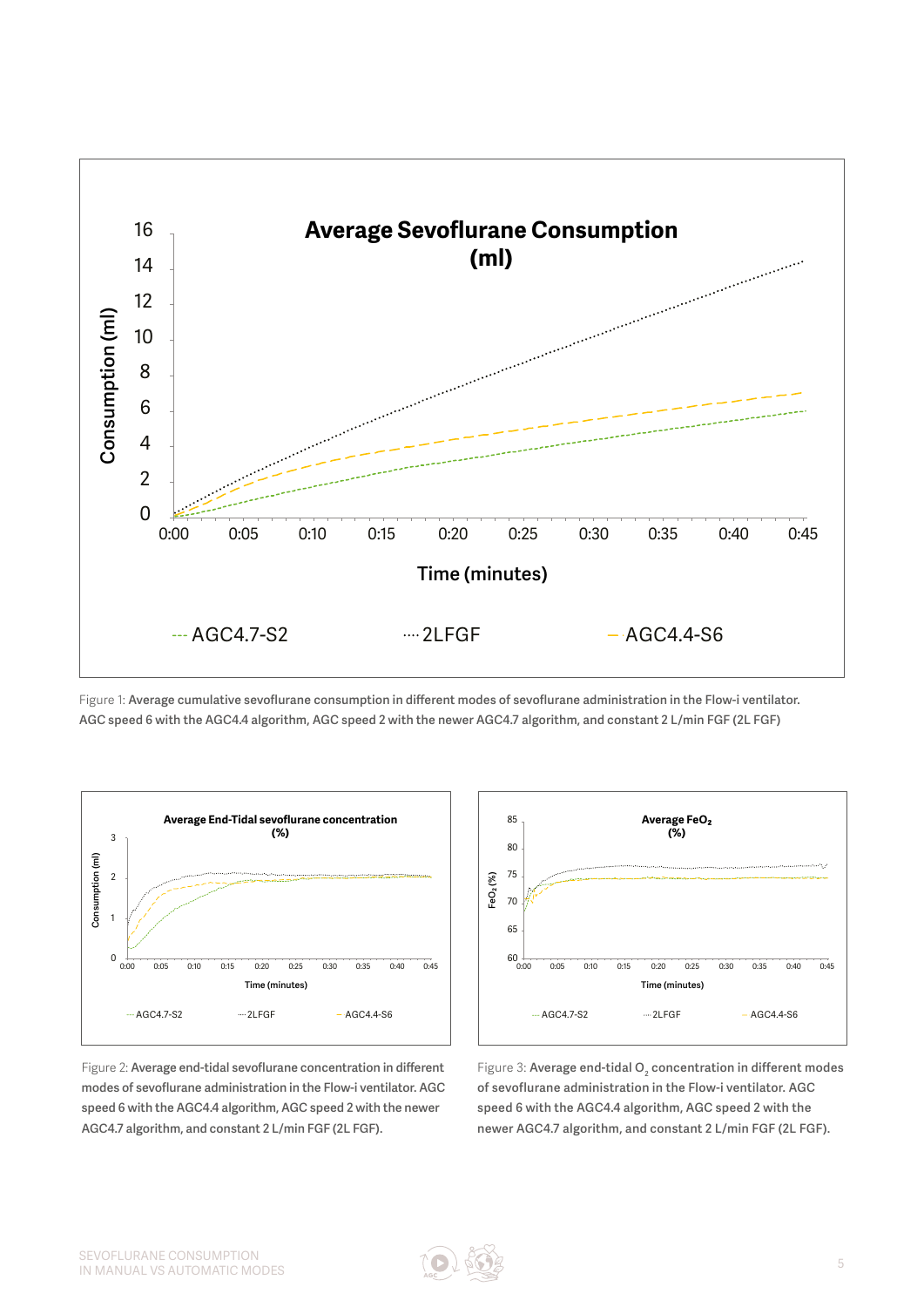Figure 1: Average cumulative sevoflurane consumption in different modes of sevoflurane administration in the Flow-i ventilator. AGC speed 6 with the AGC4.4 algorithm, AGC speed 2 with the newer AGC4.7 algorithm, and constant 2 L/min FGF (2L FGF)

Figure 2: Average end-tidal sevoflurane concentration in different modes of sevoflurane administration in the Flow-i ventilator. AGC speed 6 with the AGC4.4 algorithm, AGC speed 2 with the newer AGC4.7 algorithm, and constant 2 L/min FGF (2L FGF).

Figure 3: Average end-tidal $O_2$ concentration in different modes of sevoflurane administration in the Flow-i ventilator. AGC speed 6 with the AGC4.4 algorithm, AGC speed 2 with the newer AGC4.7 algorithm, and constant 2 L/min FGF (2L FGF).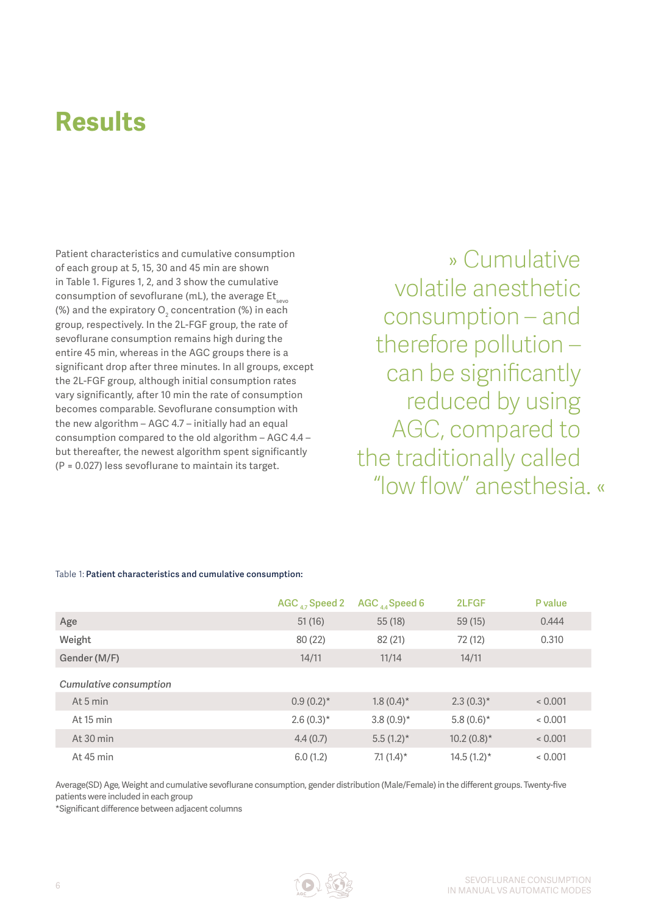# Results

Patient characteristics and cumulative consumption of each group at 5, 15, 30 and 45 min are shown in Table 1. Figures 1, 2, and 3 show the cumulative consumption of sevoflurane (mL), the average $Et_{sevo}$ (%) and the expiratory $O_2$ concentration (%) in each group, respectively. In the 2L-FGF group, the rate of sevoflurane consumption remains high during the entire 45 min, whereas in the AGC groups there is a significant drop after three minutes. In all groups, except the 2L-FGF group, although initial consumption rates vary significantly, after 10 min the rate of consumption becomes comparable. Sevoflurane consumption with the new algorithm – AGC 4.7 – initially had an equal consumption compared to the old algorithm – AGC 4.4 – but thereafter, the newest algorithm spent significantly (P = 0.027) less sevoflurane to maintain its target.

» Cumulative volatile anesthetic consumption – and therefore pollution – can be significantly reduced by using AGC, compared to the traditionally called "low flow" anesthesia. «

Table 1: **Patient characteristics and cumulative consumption:**

| | $AGC_{4.7}$ Speed 2 | $AGC_{4.4}$ Speed 6 | 2LFGF | P value |
|---|---|---|---|---|
| **Age** | 51 (16) | 55 (18) | 59 (15) | 0.444 |
| **Weight** | 80 (22) | 82 (21) | 72 (12) | 0.310 |
| **Gender (M/F)** | 14/11 | 11/14 | 14/11 | |
| ***Cumulative consumption*** | | | | |
| At 5 min | 0.9 (0.2)* | 1.8 (0.4)* | 2.3 (0.3)* | < 0.001 |
| At 15 min | 2.6 (0.3)* | 3.8 (0.9)* | 5.8 (0.6)* | < 0.001 |
| At 30 min | 4.4 (0.7) | 5.5 (1.2)* | 10.2 (0.8)* | < 0.001 |
| At 45 min | 6.0 (1.2) | 7.1 (1.4)* | 14.5 (1.2)* | < 0.001 |

Average(SD) Age, Weight and cumulative sevoflurane consumption, gender distribution (Male/Female) in the different groups. Twenty-five patients were included in each group

*Significant difference between adjacent columns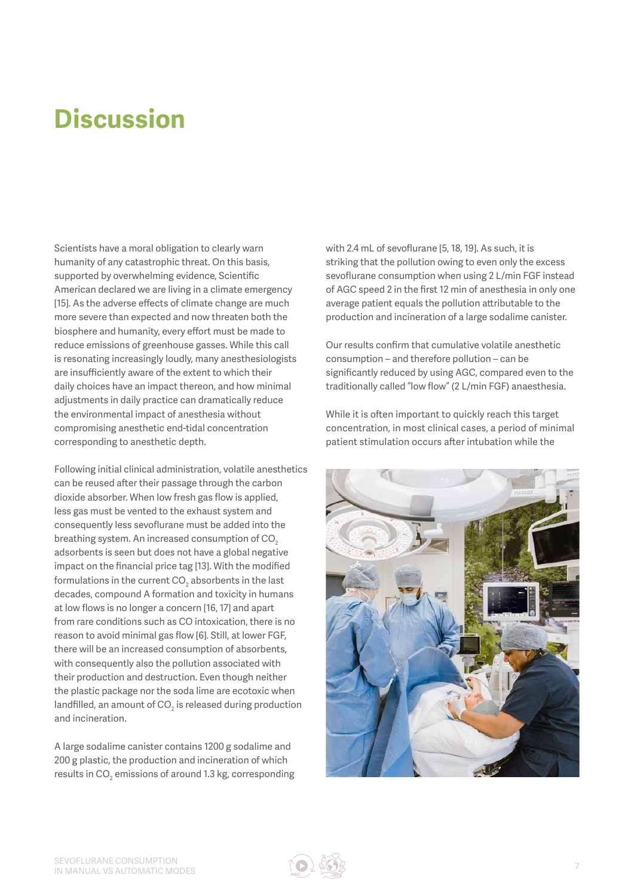# Discussion

Scientists have a moral obligation to clearly warn humanity of any catastrophic threat. On this basis, supported by overwhelming evidence, Scientific American declared we are living in a climate emergency [15]. As the adverse effects of climate change are much more severe than expected and now threaten both the biosphere and humanity, every effort must be made to reduce emissions of greenhouse gasses. While this call is resonating increasingly loudly, many anesthesiologists are insufficiently aware of the extent to which their daily choices have an impact thereon, and how minimal adjustments in daily practice can dramatically reduce the environmental impact of anesthesia without compromising anesthetic end-tidal concentration corresponding to anesthetic depth.

Following initial clinical administration, volatile anesthetics can be reused after their passage through the carbon dioxide absorber. When low fresh gas flow is applied, less gas must be vented to the exhaust system and consequently less sevoflurane must be added into the breathing system. An increased consumption of $CO_2$ adsorbents is seen but does not have a global negative impact on the financial price tag [13]. With the modified formulations in the current $CO_2$ absorbents in the last decades, compound A formation and toxicity in humans at low flows is no longer a concern [16, 17] and apart from rare conditions such as CO intoxication, there is no reason to avoid minimal gas flow [6]. Still, at lower FGF, there will be an increased consumption of absorbents, with consequently also the pollution associated with their production and destruction. Even though neither the plastic package nor the soda lime are ecotoxic when landfilled, an amount of $CO_2$ is released during production and incineration.

A large sodalime canister contains 1200 g sodalime and 200 g plastic, the production and incineration of which results in $CO_2$ emissions of around 1.3 kg, corresponding with 2.4 mL of sevoflurane [5, 18, 19]. As such, it is striking that the pollution owing to even only the excess sevoflurane consumption when using 2 L/min FGF instead of AGC speed 2 in the first 12 min of anesthesia in only one average patient equals the pollution attributable to the production and incineration of a large sodalime canister.

Our results confirm that cumulative volatile anesthetic consumption – and therefore pollution – can be significantly reduced by using AGC, compared even to the traditionally called "low flow" (2 L/min FGF) anaesthesia.

While it is often important to quickly reach this target concentration, in most clinical cases, a period of minimal patient stimulation occurs after intubation while the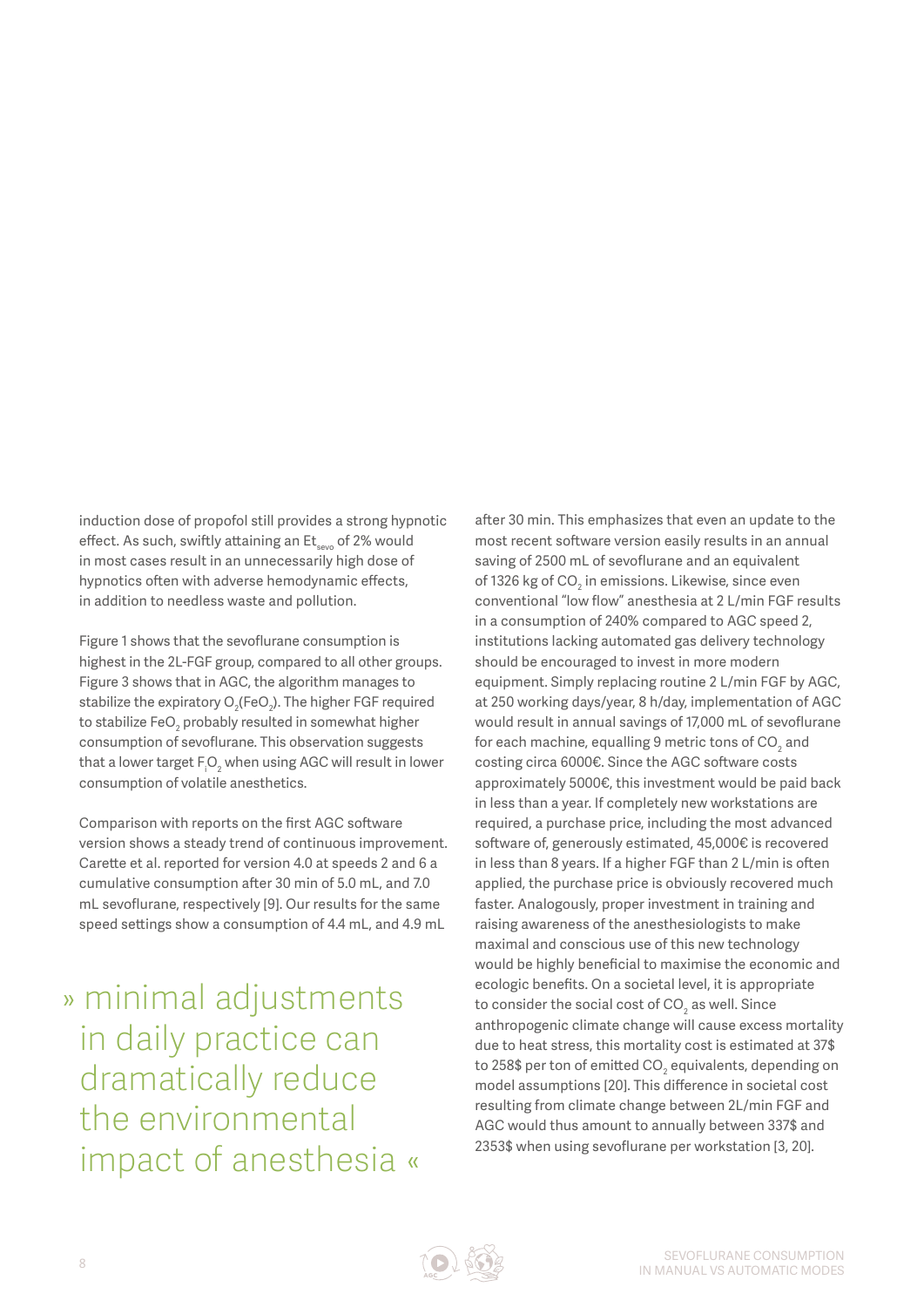induction dose of propofol still provides a strong hypnotic effect. As such, swiftly attaining an $Et_{sevo}$ of 2% would in most cases result in an unnecessarily high dose of hypnotics often with adverse hemodynamic effects, in addition to needless waste and pollution.

Figure 1 shows that the sevoflurane consumption is highest in the 2L-FGF group, compared to all other groups. Figure 3 shows that in AGC, the algorithm manages to stabilize the expiratory $O_2$($FeO_2$). The higher FGF required to stabilize $FeO_2$ probably resulted in somewhat higher consumption of sevoflurane. This observation suggests that a lower target $F_iO_2$ when using AGC will result in lower consumption of volatile anesthetics.

Comparison with reports on the first AGC software version shows a steady trend of continuous improvement. Carette et al. reported for version 4.0 at speeds 2 and 6 a cumulative consumption after 30 min of 5.0 mL, and 7.0 mL sevoflurane, respectively [9]. Our results for the same speed settings show a consumption of 4.4 mL, and 4.9 mL after 30 min. This emphasizes that even an update to the most recent software version easily results in an annual saving of 2500 mL of sevoflurane and an equivalent of 1326 kg of $CO_2$ in emissions. Likewise, since even conventional "low flow" anesthesia at 2 L/min FGF results in a consumption of 240% compared to AGC speed 2, institutions lacking automated gas delivery technology should be encouraged to invest in more modern equipment. Simply replacing routine 2 L/min FGF by AGC, at 250 working days/year, 8 h/day, implementation of AGC would result in annual savings of 17,000 mL of sevoflurane for each machine, equalling 9 metric tons of $CO_2$ and costing circa 6000€. Since the AGC software costs approximately 5000€, this investment would be paid back in less than a year. If completely new workstations are required, a purchase price, including the most advanced software of, generously estimated, 45,000€ is recovered in less than 8 years. If a higher FGF than 2 L/min is often applied, the purchase price is obviously recovered much faster. Analogously, proper investment in training and raising awareness of the anesthesiologists to make maximal and conscious use of this new technology would be highly beneficial to maximise the economic and ecologic benefits. On a societal level, it is appropriate to consider the social cost of $CO_2$ as well. Since anthropogenic climate change will cause excess mortality due to heat stress, this mortality cost is estimated at 37$ to 258$ per ton of emitted $CO_2$ equivalents, depending on model assumptions [20]. This difference in societal cost resulting from climate change between 2L/min FGF and AGC would thus amount to annually between 337$ and 2353$ when using sevoflurane per workstation [3, 20].

» minimal adjustments in daily practice can dramatically reduce the environmental impact of anesthesia «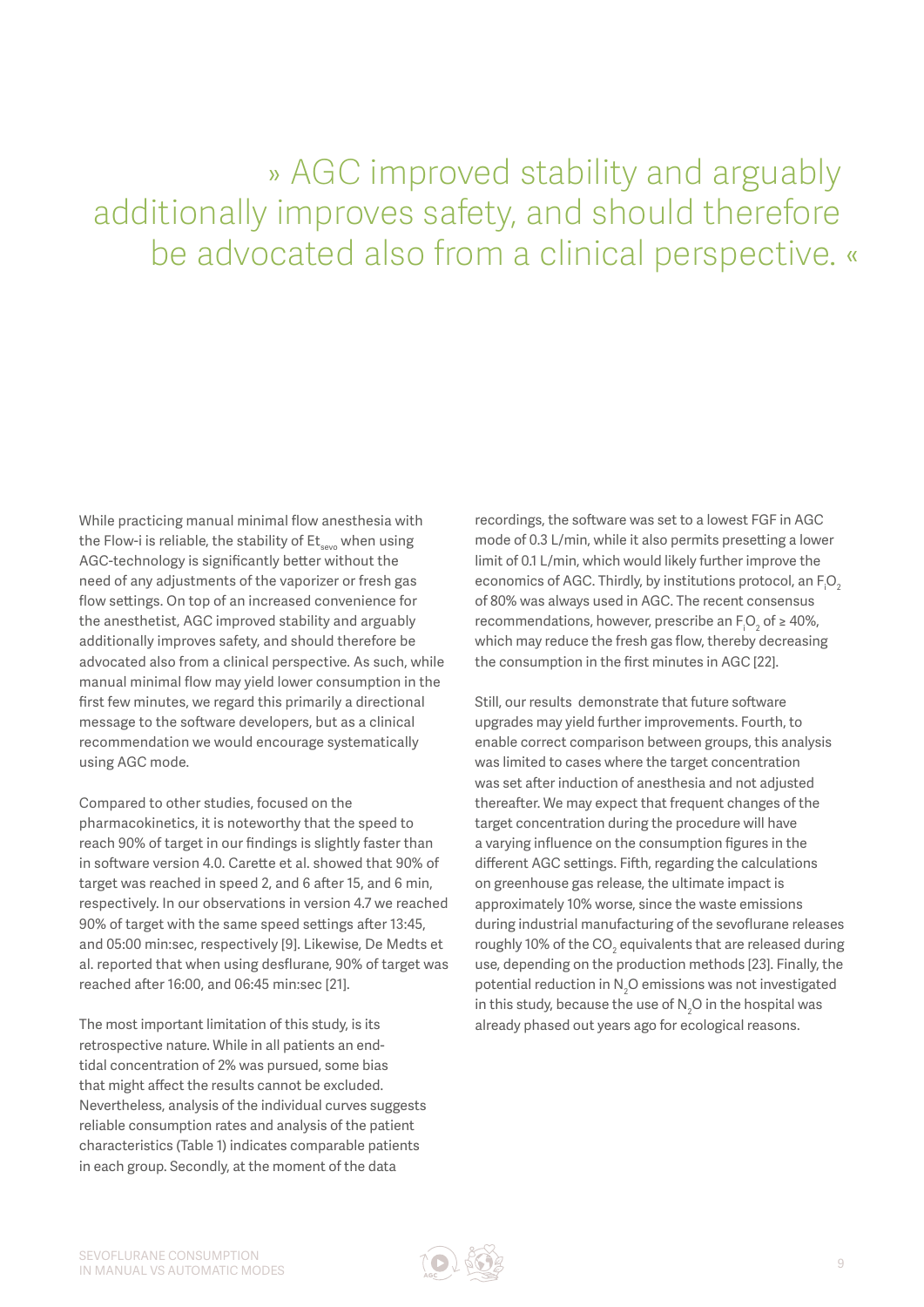> » AGC improved stability and arguably additionally improves safety, and should therefore be advocated also from a clinical perspective. «

While practicing manual minimal flow anesthesia with the Flow-i is reliable, the stability of $Et_{sevo}$ when using AGC-technology is significantly better without the need of any adjustments of the vaporizer or fresh gas flow settings. On top of an increased convenience for the anesthetist, AGC improved stability and arguably additionally improves safety, and should therefore be advocated also from a clinical perspective. As such, while manual minimal flow may yield lower consumption in the first few minutes, we regard this primarily a directional message to the software developers, but as a clinical recommendation we would encourage systematically using AGC mode.

Compared to other studies, focused on the pharmacokinetics, it is noteworthy that the speed to reach 90% of target in our findings is slightly faster than in software version 4.0. Carette et al. showed that 90% of target was reached in speed 2, and 6 after 15, and 6 min, respectively. In our observations in version 4.7 we reached 90% of target with the same speed settings after 13:45, and 05:00 min:sec, respectively [9]. Likewise, De Medts et al. reported that when using desflurane, 90% of target was reached after 16:00, and 06:45 min:sec [21].

The most important limitation of this study, is its retrospective nature. While in all patients an end-tidal concentration of 2% was pursued, some bias that might affect the results cannot be excluded. Nevertheless, analysis of the individual curves suggests reliable consumption rates and analysis of the patient characteristics (Table 1) indicates comparable patients in each group. Secondly, at the moment of the data recordings, the software was set to a lowest FGF in AGC mode of 0.3 L/min, while it also permits presetting a lower limit of 0.1 L/min, which would likely further improve the economics of AGC. Thirdly, by institutions protocol, an $F_iO_2$ of 80% was always used in AGC. The recent consensus recommendations, however, prescribe an $F_iO_2$ of ≥ 40%, which may reduce the fresh gas flow, thereby decreasing the consumption in the first minutes in AGC [22].

Still, our results demonstrate that future software upgrades may yield further improvements. Fourth, to enable correct comparison between groups, this analysis was limited to cases where the target concentration was set after induction of anesthesia and not adjusted thereafter. We may expect that frequent changes of the target concentration during the procedure will have a varying influence on the consumption figures in the different AGC settings. Fifth, regarding the calculations on greenhouse gas release, the ultimate impact is approximately 10% worse, since the waste emissions during industrial manufacturing of the sevoflurane releases roughly 10% of the $CO_2$ equivalents that are released during use, depending on the production methods [23]. Finally, the potential reduction in $N_2O$ emissions was not investigated in this study, because the use of $N_2O$ in the hospital was already phased out years ago for ecological reasons.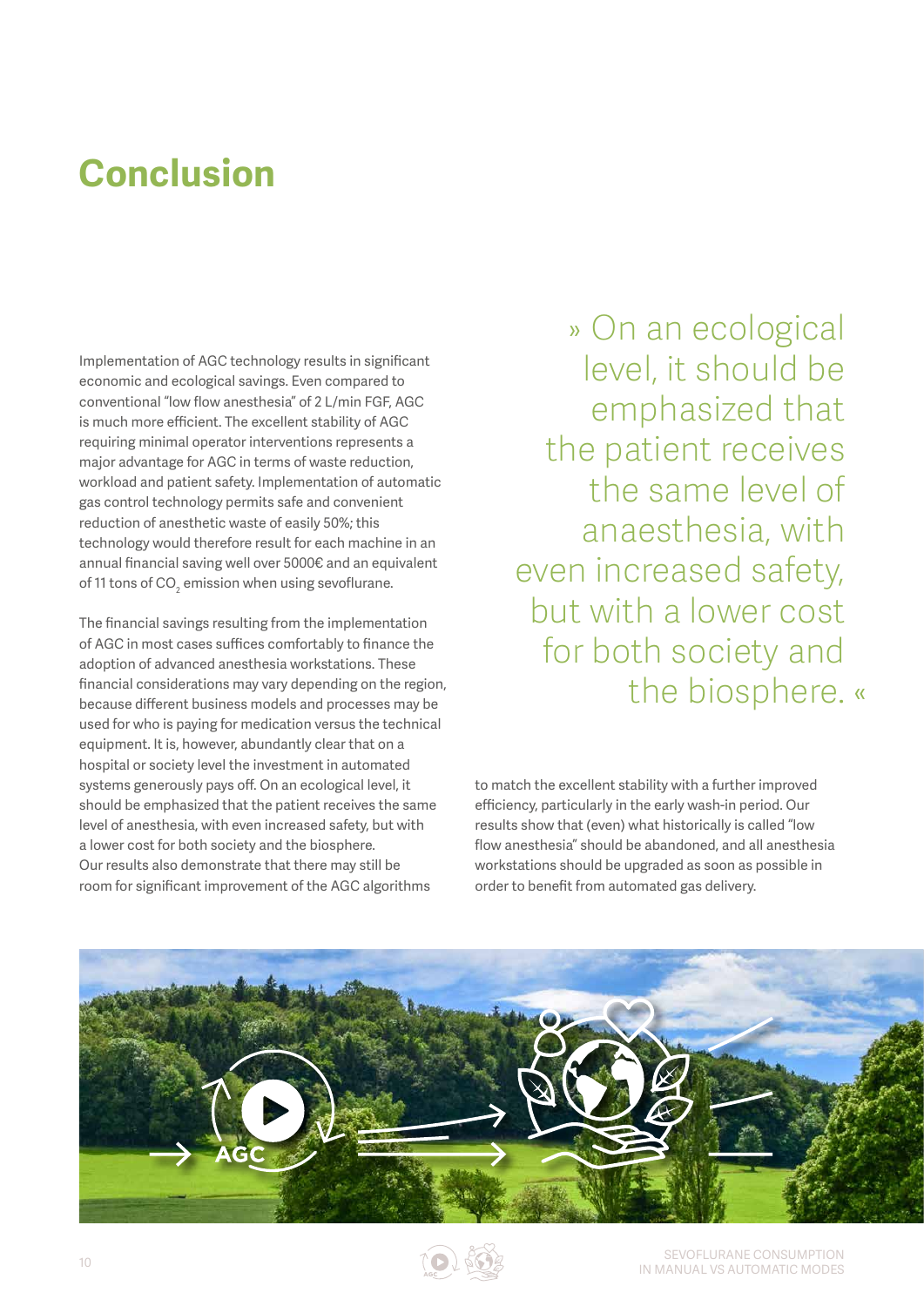# Conclusion

Implementation of AGC technology results in significant economic and ecological savings. Even compared to conventional "low flow anesthesia" of 2 L/min FGF, AGC is much more efficient. The excellent stability of AGC requiring minimal operator interventions represents a major advantage for AGC in terms of waste reduction, workload and patient safety. Implementation of automatic gas control technology permits safe and convenient reduction of anesthetic waste of easily 50%; this technology would therefore result for each machine in an annual financial saving well over 5000€ and an equivalent of 11 tons of $CO_2$ emission when using sevoflurane.

The financial savings resulting from the implementation of AGC in most cases suffices comfortably to finance the adoption of advanced anesthesia workstations. These financial considerations may vary depending on the region, because different business models and processes may be used for who is paying for medication versus the technical equipment. It is, however, abundantly clear that on a hospital or society level the investment in automated systems generously pays off. On an ecological level, it should be emphasized that the patient receives the same level of anesthesia, with even increased safety, but with a lower cost for both society and the biosphere. Our results also demonstrate that there may still be room for significant improvement of the AGC algorithms to match the excellent stability with a further improved efficiency, particularly in the early wash-in period. Our results show that (even) what historically is called "low flow anesthesia" should be abandoned, and all anesthesia workstations should be upgraded as soon as possible in order to benefit from automated gas delivery.

> » On an ecological level, it should be emphasized that the patient receives the same level of anaesthesia, with even increased safety, but with a lower cost for both society and the biosphere. «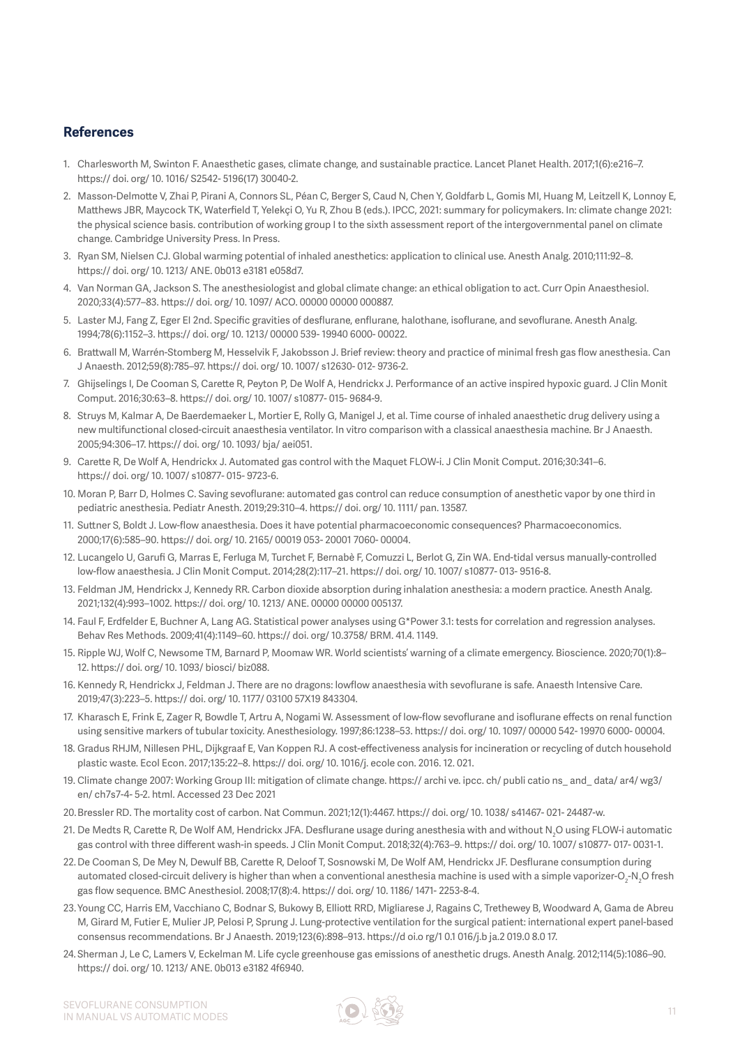## References

1. Charlesworth M, Swinton F. Anaesthetic gases, climate change, and sustainable practice. Lancet Planet Health. 2017;1(6):e216–7. https:// doi. org/ 10. 1016/ S2542- 5196(17) 30040-2.
2. Masson-Delmotte V, Zhai P, Pirani A, Connors SL, Péan C, Berger S, Caud N, Chen Y, Goldfarb L, Gomis MI, Huang M, Leitzell K, Lonnoy E, Matthews JBR, Maycock TK, Waterfield T, Yelekçi O, Yu R, Zhou B (eds.). IPCC, 2021: summary for policymakers. In: climate change 2021: the physical science basis. contribution of working group I to the sixth assessment report of the intergovernmental panel on climate change. Cambridge University Press. In Press.
3. Ryan SM, Nielsen CJ. Global warming potential of inhaled anesthetics: application to clinical use. Anesth Analg. 2010;111:92–8. https:// doi. org/ 10. 1213/ ANE. 0b013 e3181 e058d7.
4. Van Norman GA, Jackson S. The anesthesiologist and global climate change: an ethical obligation to act. Curr Opin Anaesthesiol. 2020;33(4):577–83. https:// doi. org/ 10. 1097/ ACO. 00000 00000 000887.
5. Laster MJ, Fang Z, Eger EI 2nd. Specific gravities of desflurane, enflurane, halothane, isoflurane, and sevoflurane. Anesth Analg. 1994;78(6):1152–3. https:// doi. org/ 10. 1213/ 00000 539- 19940 6000- 00022.
6. Brattwall M, Warrén-Stomberg M, Hesselvik F, Jakobsson J. Brief review: theory and practice of minimal fresh gas flow anesthesia. Can J Anaesth. 2012;59(8):785–97. https:// doi. org/ 10. 1007/ s12630- 012- 9736-2.
7. Ghijselings I, De Cooman S, Carette R, Peyton P, De Wolf A, Hendrickx J. Performance of an active inspired hypoxic guard. J Clin Monit Comput. 2016;30:63–8. https:// doi. org/ 10. 1007/ s10877- 015- 9684-9.
8. Struys M, Kalmar A, De Baerdemaeker L, Mortier E, Rolly G, Manigel J, et al. Time course of inhaled anaesthetic drug delivery using a new multifunctional closed-circuit anaesthesia ventilator. In vitro comparison with a classical anaesthesia machine. Br J Anaesth. 2005;94:306–17. https:// doi. org/ 10. 1093/ bja/ aei051.
9. Carette R, De Wolf A, Hendrickx J. Automated gas control with the Maquet FLOW-i. J Clin Monit Comput. 2016;30:341–6. https:// doi. org/ 10. 1007/ s10877- 015- 9723-6.
10. Moran P, Barr D, Holmes C. Saving sevoflurane: automated gas control can reduce consumption of anesthetic vapor by one third in pediatric anesthesia. Pediatr Anesth. 2019;29:310–4. https:// doi. org/ 10. 1111/ pan. 13587.
11. Suttner S, Boldt J. Low-flow anaesthesia. Does it have potential pharmacoeconomic consequences? Pharmacoeconomics. 2000;17(6):585–90. https:// doi. org/ 10. 2165/ 00019 053- 20001 7060- 00004.
12. Lucangelo U, Garufi G, Marras E, Ferluga M, Turchet F, Bernabè F, Comuzzi L, Berlot G, Zin WA. End-tidal versus manually-controlled low-flow anaesthesia. J Clin Monit Comput. 2014;28(2):117–21. https:// doi. org/ 10. 1007/ s10877- 013- 9516-8.
13. Feldman JM, Hendrickx J, Kennedy RR. Carbon dioxide absorption during inhalation anesthesia: a modern practice. Anesth Analg. 2021;132(4):993–1002. https:// doi. org/ 10. 1213/ ANE. 00000 00000 005137.
14. Faul F, Erdfelder E, Buchner A, Lang AG. Statistical power analyses using G*Power 3.1: tests for correlation and regression analyses. Behav Res Methods. 2009;41(4):1149–60. https:// doi. org/ 10.3758/ BRM. 41.4. 1149.
15. Ripple WJ, Wolf C, Newsome TM, Barnard P, Moomaw WR. World scientists' warning of a climate emergency. Bioscience. 2020;70(1):8–12. https:// doi. org/ 10. 1093/ biosci/ biz088.
16. Kennedy R, Hendrickx J, Feldman J. There are no dragons: lowflow anaesthesia with sevoflurane is safe. Anaesth Intensive Care. 2019;47(3):223–5. https:// doi. org/ 10. 1177/ 03100 57X19 843304.
17. Kharasch E, Frink E, Zager R, Bowdle T, Artru A, Nogami W. Assessment of low-flow sevoflurane and isoflurane effects on renal function using sensitive markers of tubular toxicity. Anesthesiology. 1997;86:1238–53. https:// doi. org/ 10. 1097/ 00000 542- 19970 6000- 00004.
18. Gradus RHJM, Nillesen PHL, Dijkgraaf E, Van Koppen RJ. A cost-effectiveness analysis for incineration or recycling of dutch household plastic waste. Ecol Econ. 2017;135:22–8. https:// doi. org/ 10. 1016/j. ecole con. 2016. 12. 021.
19. Climate change 2007: Working Group III: mitigation of climate change. https:// archi ve. ipcc. ch/ publi catio ns_ and_ data/ ar4/ wg3/ en/ ch7s7-4- 5-2. html. Accessed 23 Dec 2021
20. Bressler RD. The mortality cost of carbon. Nat Commun. 2021;12(1):4467. https:// doi. org/ 10. 1038/ s41467- 021- 24487-w.
21. De Medts R, Carette R, De Wolf AM, Hendrickx JFA. Desflurane usage during anesthesia with and without $N_2O$ using FLOW-i automatic gas control with three different wash-in speeds. J Clin Monit Comput. 2018;32(4):763–9. https:// doi. org/ 10. 1007/ s10877- 017- 0031-1.
22. De Cooman S, De Mey N, Dewulf BB, Carette R, Deloof T, Sosnowski M, De Wolf AM, Hendrickx JF. Desflurane consumption during automated closed-circuit delivery is higher than when a conventional anesthesia machine is used with a simple vaporizer-$O_2$-$N_2O$ fresh gas flow sequence. BMC Anesthesiol. 2008;17(8):4. https:// doi. org/ 10. 1186/ 1471- 2253-8-4.
23. Young CC, Harris EM, Vacchiano C, Bodnar S, Bukowy B, Elliott RRD, Migliarese J, Ragains C, Trethewey B, Woodward A, Gama de Abreu M, Girard M, Futier E, Mulier JP, Pelosi P, Sprung J. Lung-protective ventilation for the surgical patient: international expert panel-based consensus recommendations. Br J Anaesth. 2019;123(6):898–913. https://d oi.o rg/1 0.1 016/j.b ja.2 019.0 8.0 17.
24. Sherman J, Le C, Lamers V, Eckelman M. Life cycle greenhouse gas emissions of anesthetic drugs. Anesth Analg. 2012;114(5):1086–90. https:// doi. org/ 10. 1213/ ANE. 0b013 e3182 4f6940.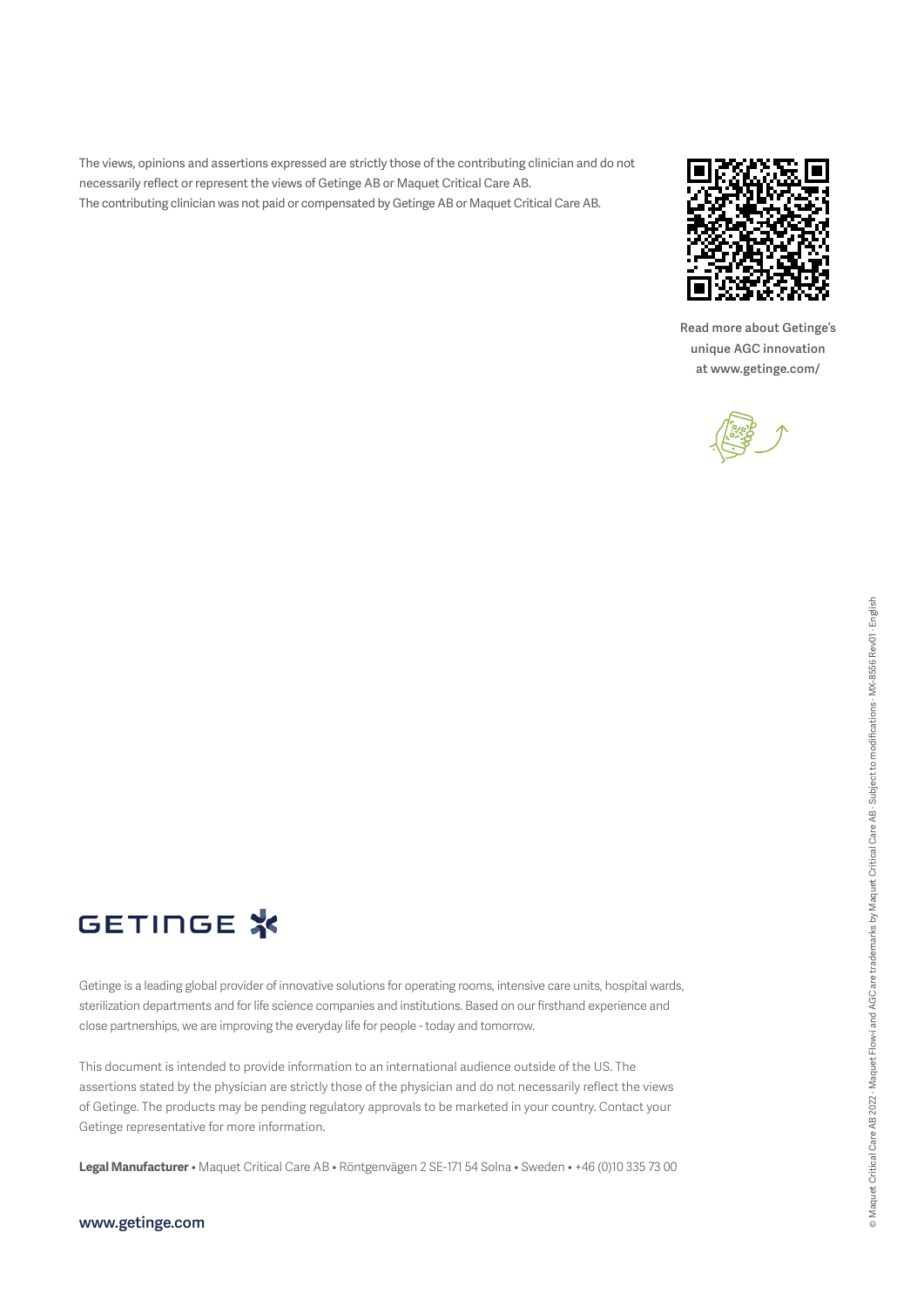The views, opinions and assertions expressed are strictly those of the contributing clinician and do not necessarily reflect or represent the views of Getinge AB or Maquet Critical Care AB.
The contributing clinician was not paid or compensated by Getinge AB or Maquet Critical Care AB.

**Read more about Getinge's unique AGC innovation at www.getinge.com/**

GETINGE

Getinge is a leading global provider of innovative solutions for operating rooms, intensive care units, hospital wards, sterilization departments and for life science companies and institutions. Based on our firsthand experience and close partnerships, we are improving the everyday life for people - today and tomorrow.

This document is intended to provide information to an international audience outside of the US. The assertions stated by the physician are strictly those of the physician and do not necessarily reflect the views of Getinge. The products may be pending regulatory approvals to be marketed in your country. Contact your Getinge representative for more information.

**Legal Manufacturer** • Maquet Critical Care AB • Röntgenvägen 2 SE-171 54 Solna • Sweden • +46 (0)10 335 73 00

**www.getinge.com**

© Maquet Critical Care AB 2022 · Maquet Flow-i and AGC are trademarks by Maquet Critical Care AB · Subject to modifications · MX-8556 Rev01 · English